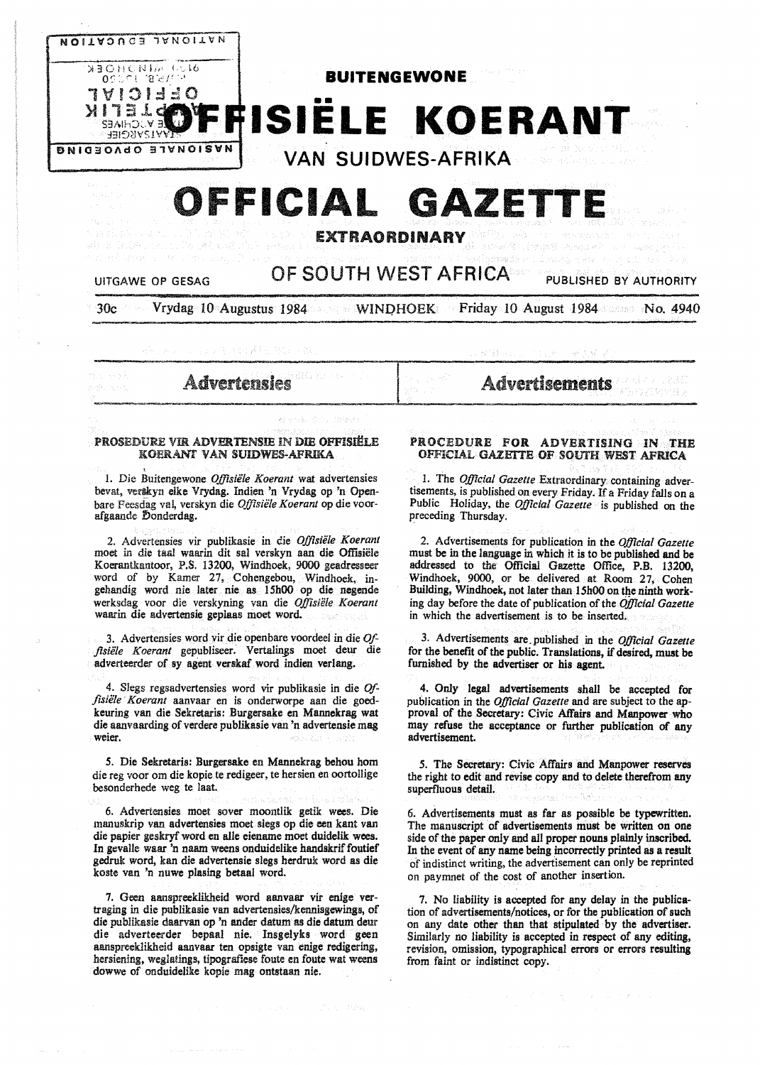# BUITENGEWONE

# OFFISIËLE KOERANT

## VAN SUIDWES-AFRIKA

# OFFICIAL GAZETTE

## EXTRAORDINARY

## OF SOUTH WEST AFRICA

UITGAWE OP GESAG — PUBLISHED BY AUTHORITY

30c Vrydag 10 Augustus 1984 WINDHOEK Friday 10 August 1984 No. 4940

## Advertensies

### PROSEDURE VIR ADVERTENSIE IN DIE OFFISIËLE KOERANT VAN SUIDWES-AFRIKA

1. Die Buitengewone *Offisiële Koerant* wat advertensies bevat, verskyn elke Vrydag. Indien 'n Vrydag op 'n Openbare Feesdag val, verskyn die *Offisiële Koerant* op die voorafgaande Donderdag.

2. Advertensies vir publikasie in die *Offisiële Koerant* moet in die taal waarin dit sal verskyn aan die Offisiële Koerantkantoor, P.S. 13200, Windhoek, 9000 geadresseer word of by Kamer 27, Cohengebou, Windhoek, ingehandig word nie later nie as 15h00 op die negende werksdag voor die verskyning van die *Offisiële Koerant* waarin die advertensie geplaas moet word.

3. Advertensies word vir die openbare voordeel in die *Offisiële Koerant* gepubliseer. Vertalings moet deur die adverteerder of sy agent verskaf word indien verlang.

4. Slegs regsadvertensies word vir publikasie in die *Offisiële Koerant* aanvaar en is onderworpe aan die goedkeuring van die Sekretaris: Burgersake en Mannekrag wat die aanvaarding of verdere publikasie van 'n advertensie mag weier.

5. Die Sekretaris: Burgersake en Mannekrag behou hom die reg voor om die kopie te redigeer, te hersien en oortollige besonderhede weg te laat.

6. Advertensies moet sover moontlik getik wees. Die manuskrip van advertensies moet slegs op die een kant van die papier geskryf word en alle eiename moet duidelik wees. In gevalle waar 'n naam weens onduidelike handskrif foutief gedruk word, kan die advertensie slegs herdruk word as die koste van 'n nuwe plasing betaal word.

7. Geen aanspreeklikheid word aanvaar vir enige vertraging in die publikasie van advertensies/kennisgewings, of die publikasie daarvan op 'n ander datum as die datum deur die adverteerder bepaal nie. Insgelyks word geen aanspreeklikheid aanvaar ten opsigte van enige redigering, hersiening, weglatings, tipografiese foute en foute wat weens dowwe of onduidelike kopie mag ontstaan nie.

## Advertisements

### PROCEDURE FOR ADVERTISING IN THE OFFICIAL GAZETTE OF SOUTH WEST AFRICA

1. The *Official Gazette* Extraordinary containing advertisements, is published on every Friday. If a Friday falls on a Public Holiday, the *Official Gazette* is published on the preceding Thursday.

2. Advertisements for publication in the *Official Gazette* must be in the language in which it is to be published and be addressed to the Official Gazette Office, P.B. 13200, Windhoek, 9000, or be delivered at Room 27, Cohen Building, Windhoek, not later than 15h00 on the ninth working day before the date of publication of the *Official Gazette* in which the advertisement is to be inserted.

3. Advertisements are published in the *Official Gazette* for the benefit of the public. Translations, if desired, must be furnished by the advertiser or his agent.

4. Only legal advertisements shall be accepted for publication in the *Official Gazette* and are subject to the approval of the Secretary: Civic Affairs and Manpower who may refuse the acceptance or further publication of any advertisement.

5. The Secretary: Civic Affairs and Manpower reserves the right to edit and revise copy and to delete therefrom any superfluous detail.

6. Advertisements must as far as possible be typewritten. The manuscript of advertisements must be written on one side of the paper only and all proper nouns plainly inscribed. In the event of any name being incorrectly printed as a result of indistinct writing, the advertisement can only be reprinted on paymnet of the cost of another insertion.

7. No liability is accepted for any delay in the publication of advertisements/notices, or for the publication of such on any date other than that stipulated by the advertiser. Similarly no liability is accepted in respect of any editing, revision, omission, typographical errors or errors resulting from faint or indistinct copy.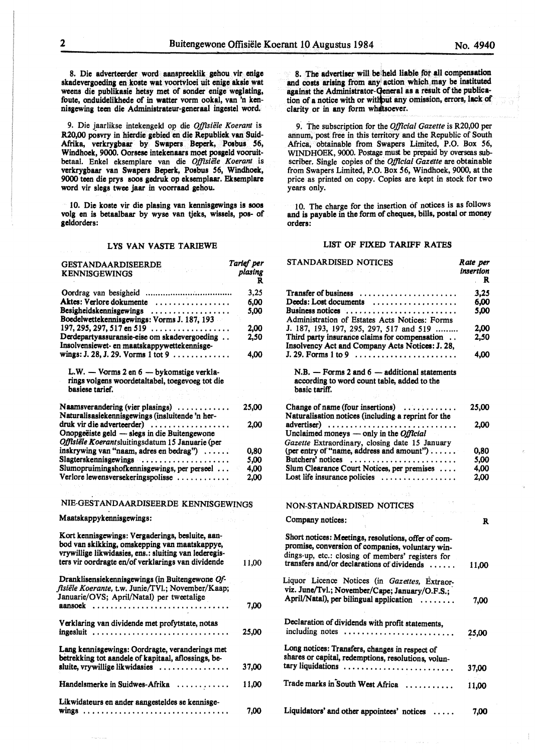8. Die adverteerder word aanspreeklik gehou vir enige skadevergoeding en koste wat voortvloei uit enige aksie wat weens die publikasie hetsy met of sonder enige weglating, foute, onduidelikhede of in watter vorm ookal, van 'n kennisgewing teen die Administrateur-generaal ingestel word.

9. Die jaarlikse intekengeld op die *Offisiële Koerant* is R20,00 posvry in hierdie gebied en die Republiek van Suid-Afrika, verkrygbaar by Swapers Beperk, Posbus 56, Windhoek, 9000. Oorsese intekenaars moet posgeld vooruitbetaal. Enkel eksemplare van die *Offisiële Koerant* is verkrygbaar van Swapers Beperk, Posbus 56, Windhoek, 9000 teen die prys soos gedruk op eksemplaar. Eksemplare word vir slegs twee jaar in voorraad gehou.

10. Die koste vir die plasing van kennisgewings is soos volg en is betaalbaar by wyse van tjeks, wissels, pos- of geldorders:

## LYS VAN VASTE TARIEWE

| GESTANDAARDISEERDE KENNISGEWINGS | *Tarief per plasing* R |
|---|---|
| Oordrag van besigheid | 3,25 |
| Aktes: Verlore dokumente | 6,00 |
| Besigheidskennisgewings | 5,00 |
| Boedelwettekennisgewings: Vorms J. 187, 193 197, 295, 297, 517 en 519 | 2,00 |
| Derdepartyassuransie-eise om skadevergoeding | 2,50 |
| Insolvensiewet- en maatskappywettekennisgewings: J. 28, J. 29. Vorms 1 tot 9 | 4,00 |
| L.W. — Vorms 2 en 6 — bykomstige verklarings volgens woordetaltabel, toegevoeg tot die basiese tarief. | |
| Naamsverandering (vier plasings) | 25,00 |
| Naturalisasiekennisgewings (insluitende 'n herdruk vir die adverteerder) | 2,00 |
| Onopgeëiste geld — slegs in die Buitengewone *Offisiële Koerant* sluitingsdatum 15 Januarie (per inskrywing van "naam, adres en bedrag") | 0,80 |
| Slagterskennisgewings | 5,00 |
| Slumopruimingshofkennisgewings, per perseel | 4,00 |
| Verlore lewensversekeringspolisse | 2,00 |

## NIE-GESTANDAARDISEERDE KENNISGEWINGS

| Maatskappykennisgewings: | |
|---|---|
| Kort kennisgewings: Vergaderings, besluite, aanbod van skikking, omskepping van maatskappye, vrywillige likwidasies, ens.: sluiting van lederegisters vir oordragte en/of verklarings van dividende | 11,00 |
| Dranklisensiekennisgewings (in Buitengewone *Offisiële Koerante,* t.w. Junie/TVl.; November/Kaap; Januarie/OVS; April/Natal) per tweetalige aansoek | 7,00 |
| Verklaring van dividende met profytstate, notas ingesluit | 25,00 |
| Lang kennisgewings: Oordragte, veranderings met betrekking tot aandele of kapitaal, aflossings, besluite, vrywillige likwidasies | 37,00 |
| Handelsmerke in Suidwes-Afrika | 11,00 |
| Likwidateurs en ander aangesteldes se kennisgewings | 7,00 |

8. The advertiser will be held liable for all compensation and costs arising from any action which may be instituted against the Administrator-General as a result of the publication of a notice with or without any omission, errors, lack of clarity or in any form whatsoever.

9. The subscription for the *Official Gazette* is R20,00 per annum, post free in this territory and the Republic of South Africa, obtainable from Swapers Limited, P.O. Box 56, WINDHOEK, 9000. Postage must be prepaid by overseas subscriber. Single copies of the *Official Gazette* are obtainable from Swapers Limited, P.O. Box 56, Windhoek, 9000, at the price as printed on copy. Copies are kept in stock for two years only.

10. The charge for the insertion of notices is as follows and is payable in the form of cheques, bills, postal or money orders:

## LIST OF FIXED TARIFF RATES

| STANDARDISED NOTICES | *Rate per insertion* R |
|---|---|
| Transfer of business | 3,25 |
| Deeds: Lost documents | 6,00 |
| Business notices | 5,00 |
| Administration of Estates Acts Notices: Forms J. 187, 193, 197, 295, 297, 517 and 519 | 2,00 |
| Third party insurance claims for compensation | 2,50 |
| Insolvency Act and Company Acts Notices: J. 28, J. 29. Forms 1 to 9 | 4,00 |
| N.B. — Forms 2 and 6 — additional statements according to word count table, added to the basic tariff. | |
| Change of name (four insertions) | 25,00 |
| Naturalisation notices (including a reprint for the advertiser) | 2,00 |
| Unclaimed moneys — only in the *Official Gazette* Extraordinary, closing date 15 January (per entry of "name, address and amount") | 0,80 |
| Butchers' notices | 5,00 |
| Slum Clearance Court Notices, per premises | 4,00 |
| Lost life insurance policies | 2,00 |

## NON-STANDARDISED NOTICES

| Company notices: | R |
|---|---|
| Short notices: Meetings, resolutions, offer of compromise, conversion of companies, voluntary windings-up, etc.: closing of members' registers for transfers and/or declarations of dividends | 11,00 |
| Liquor Licence Notices (in *Gazettes,* Extraordinary, viz. June/Tvl.; November/Cape; January/O.F.S.; April/Natal), per bilingual application | 7,00 |
| Declaration of dividends with profit statements, including notes | 25,00 |
| Long notices: Transfers, changes in respect of shares or capital, redemptions, resolutions, voluntary liquidations | 37,00 |
| Trade marks in South West Africa | 11,00 |
| Liquidators' and other appointees' notices | 7,00 |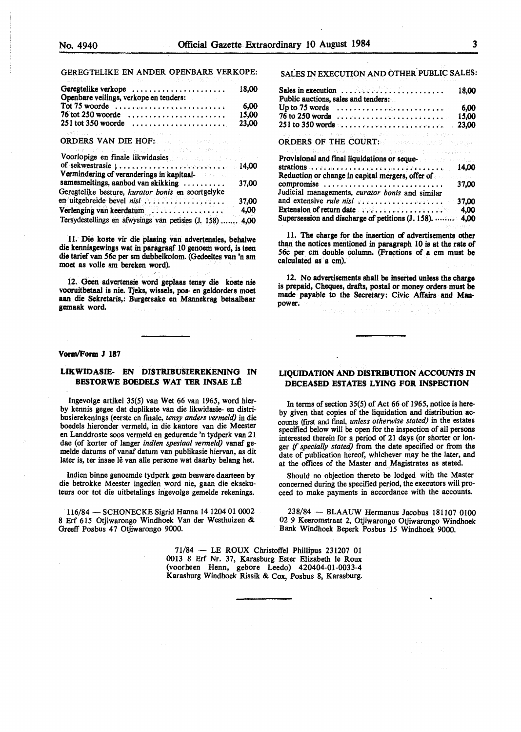GEREGTELIKE EN ANDER OPENBARE VERKOPE:

| | |
|---|---|
| Geregtelike verkope | 18,00 |
| Openbare veilings, verkope en tenders: | |
| Tot 75 woorde | 6,00 |
| 76 tot 250 woorde | 15,00 |
| 251 tot 350 woorde | 23,00 |

ORDERS VAN DIE HOF:

| | |
|---|---|
| Voorlopige en finale likwidasies of sekwestrasie | 14,00 |
| Vermindering of veranderings in kapitaalsamesmeltings, aanbod van skikking | 37,00 |
| Geregtelike besture, *kurator bonis* en soortgelyke en uitgebreide bevel *nisi* | 37,00 |
| Verlenging van keerdatum | 4,00 |
| Tersydestellings en afwysings van petisies (J. 158) | 4,00 |

11. Die koste vir die plasing van advertensies, behalwe die kennisgewings wat in paragraaf 10 genoem word, is teen die tarief van 56c per sm dubbelkolom. (Gedeeltes van 'n sm moet as volle sm bereken word).

12. Geen advertensie word geplaas tensy die koste nie vooruitbetaal is nie. Tjeks, wissels, pos- en geldorders moet aan die Sekretaris,: Burgersake en Mannekrag betaalbaar gemaak word.

SALES IN EXECUTION AND OTHER PUBLIC SALES:

| | |
|---|---|
| Sales in execution | 18,00 |
| Public auctions, sales and tenders: | |
| Up to 75 words | 6,00 |
| 76 to 250 words | 15,00 |
| 251 to 350 words | 23,00 |

ORDERS OF THE COURT:

| | |
|---|---|
| Provisional and final liquidations or sequestrations | 14,00 |
| Reduction or change in capital mergers, offer of compromise | 37,00 |
| Judicial managements, *curator bonis* and similar and extensive *rule nisi* | 37,00 |
| Extension of return date | 4,00 |
| Supersession and discharge of petitions (J. 158) | 4,00 |

11. The charge for the insertion of advertisements other than the notices mentioned in paragraph 10 is at the rate of 56c per cm double column. (Fractions of a cm must be calculated as a cm).

12. No advertisements shall be inserted unless the charge is prepaid, Cheques, drafts, postal or money orders must be made payable to the Secretary: Civic Affairs and Manpower.

---

**Vorm/Form J 187**

## LIKWIDASIE- EN DISTRIBUSIEREKENING IN BESTORWE BOEDELS WAT TER INSAE LÊ

Ingevolge artikel 35(5) van Wet 66 van 1965, word hierby kennis gegee dat duplikate van die likwidasie- en distribusierekenings (eerste en finale, *tensy anders vermeld)* in die boedels hieronder vermeld, in die kantore van die Meester en Landdroste soos vermeld en gedurende 'n tydperk van 21 dae (of korter of langer *indien spesiaal vermeld)* vanaf gemelde datums of vanaf datum van publikasie hiervan, as dit later is, ter insae lê van alle persone wat daarby belang het.

Indien binne genoemde tydperk geen besware daarteen by die betrokke Meester ingedien word nie, gaan die eksekuteurs oor tot die uitbetalings ingevolge gemelde rekenings.

## LIQUIDATION AND DISTRIBUTION ACCOUNTS IN DECEASED ESTATES LYING FOR INSPECTION

In terms of section 35(5) of Act 66 of 1965, notice is hereby given that copies of the liquidation and distribution accounts (first and final, *unless otherwise stated)* in the estates specified below will be open for the inspection of all persons interested therein for a period of 21 days (or shorter or longer *if specially stated)* from the date specified or from the date of publication hereof, whichever may be the later, and at the offices of the Master and Magistrates as stated.

Should no objection thereto be lodged with the Master concerned during the specified period, the executors will proceed to make payments in accordance with the accounts.

116/84 — SCHONECKE Sigrid Hanna 14 1204 01 0002 8 Erf 615 Otjiwarongo Windhoek Van der Westhuizen & Greeff Posbus 47 Otjiwarongo 9000.

238/84 — BLAAUW Hermanus Jacobus 181107 0100 02 9 Keeromstraat 2, Otjiwarongo Otjiwarongo Windhoek Bank Windhoek Beperk Posbus 15 Windhoek 9000.

71/84 — LE ROUX Christoffel Phillipus 231207 01 0013 8 Erf Nr. 37, Karasburg Ester Elizabeth le Roux (voorheen Henn, gebore Leedo) 420404-01-0033-4 Karasburg Windhoek Rissik & Cox, Posbus 8, Karasburg.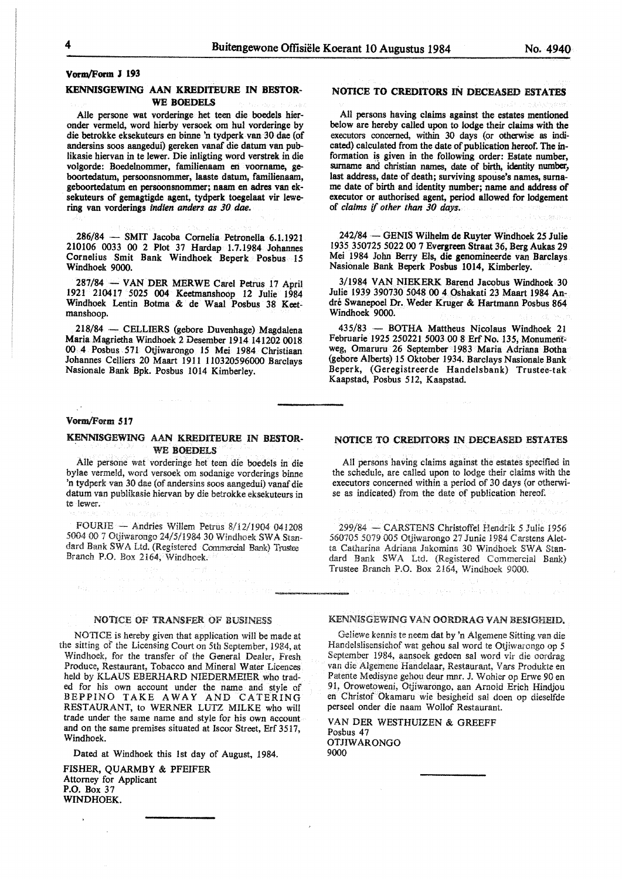## Vorm/Form J 193

### KENNISGEWING AAN KREDITEURE IN BESTORWE BOEDELS

Alle persone wat vorderinge het teen die boedels hieronder vermeld, word hierby versoek om hul vorderinge by die betrokke eksekuteurs en binne 'n tydperk van 30 dae (of andersins soos aangedui) gereken vanaf die datum van publikasie hiervan in te lewer. Die inligting word verstrek in die volgorde: Boedelnommer, familienaam en voorname, geboortedatum, persoonsnommer, laaste datum, familienaam, geboortedatum en persoonsnommer; naam en adres van eksekuteurs of gemagtigde agent, tydperk toegelaat vir lewering van vorderings *indien anders as 30 dae.*

286/84 — SMIT Jacoba Cornelia Petronella 6.1.1921 210106 0033 00 2 Plot 37 Hardap 1.7.1984 Johannes Cornelius Smit Bank Windhoek Beperk Posbus 15 Windhoek 9000.

287/84 — VAN DER MERWE Carel Petrus 17 April 1921 210417 5025 004 Keetmanshoop 12 Julie 1984 Windhoek Lentin Botma & de Waal Posbus 38 Keetmanshoop.

218/84 — CELLIERS (gebore Duvenhage) Magdalena Maria Magrietha Windhoek 2 Desember 1914 141202 0018 00 4 Posbus 571 Otjiwarongo 15 Mei 1984 Christiaan Johannes Celliers 20 Maart 1911 110320596000 Barclays Nasionale Bank Bpk. Posbus 1014 Kimberley.

### NOTICE TO CREDITORS IN DECEASED ESTATES

All persons having claims against the estates mentioned below are hereby called upon to lodge their claims with the executors concerned, within 30 days (or otherwise as indicated) calculated from the date of publication hereof. The information is given in the following order: Estate number, surname and christian names, date of birth, identity number, last address, date of death; surviving spouse's names, surname date of birth and identity number; name and address of executor or authorised agent, period allowed for lodgement of *claims if other than 30 days.*

242/84 — GENIS Wilhelm de Ruyter Windhoek 25 Julie 1935 350725 5022 00 7 Evergreen Straat 36, Berg Aukas 29 Mei 1984 John Berry Els, die genomineerde van Barclays Nasionale Bank Beperk Posbus 1014, Kimberley.

3/1984 VAN NIEKERK Barend Jacobus Windhoek 30 Julie 1939 390730 5048 00 4 Oshakati 23 Maart 1984 André Swanepoel Dr. Weder Kruger & Hartmann Posbus 864 Windhoek 9000.

435/83 — BOTHA Mattheus Nicolaus Windhoek 21 Februarie 1925 250221 5003 00 8 Erf No. 135, Monumentweg, Omaruru 26 September 1983 Maria Adriana Botha (gebore Alberts) 15 Oktober 1934. Barclays Nasionale Bank Beperk, (Geregistreerde Handelsbank) Trustee-tak Kaapstad, Posbus 512, Kaapstad.

## Vorm/Form 517

### KENNISGEWING AAN KREDITEURE IN BESTORWE BOEDELS

Alle persone wat vorderinge het teen die boedels in die bylae vermeld, word versoek om sodanige vorderings binne 'n tydperk van 30 dae (of andersins soos aangedui) vanaf die datum van publikasie hiervan by die betrokke eksekuteurs in te lewer.

FOURIE — Andries Willem Petrus 8/12/1904 041208 5004 00 7 Otjiwarongo 24/5/1984 30 Windhoek SWA Standard Bank SWA Ltd. (Registered Commercial Bank) Trustee Branch P.O. Box 2164, Windhoek.

### NOTICE TO CREDITORS IN DECEASED ESTATES

All persons having claims against the estates specified in the schedule, are called upon to lodge their claims with the executors concerned within a period of 30 days (or otherwise as indicated) from the date of publication hereof.

299/84 — CARSTENS Christoffel Hendrik 5 Julie 1956 560705 5079 005 Otjiwarongo 27 Junie 1984 Carstens Aletta Catharina Adriana Jakomina 30 Windhoek SWA Standard Bank SWA Ltd. (Registered Commercial Bank) Trustee Branch P.O. Box 2164, Windhoek 9000.

### NOTICE OF TRANSFER OF BUSINESS

NOTICE is hereby given that application will be made at the sitting of the Licensing Court on 5th September, 1984, at Windhoek, for the transfer of the General Dealer, Fresh Produce, Restaurant, Tobacco and Mineral Water Licences held by KLAUS EBERHARD NIEDERMEIER who traded for his own account under the name and style of BEPPINO TAKE AWAY AND CATERING RESTAURANT, to WERNER LUTZ MILKE who will trade under the same name and style for his own account and on the same premises situated at Iscor Street, Erf 3517, Windhoek.

Dated at Windhoek this 1st day of August, 1984.

FISHER, QUARMBY & PFEIFER
Attorney for Applicant
P.O. Box 37
WINDHOEK.

### KENNISGEWING VAN OORDRAG VAN BESIGHEID.

Geliewe kennis te neem dat by 'n Algemene Sitting van die Handelslisensiehof wat gehou sal word te Otjiwarongo op 5 September 1984, aansoek gedoen sal word vir die oordrag van die Algemene Handelaar, Restaurant, Vars Produkte en Patente Medisyne gehou deur mnr. J. Wohler op Erwe 90 en 91, Orowetoweni, Otjiwarongo, aan Arnold Erich Hindjou en Christof Okamaru wie besigheid sal doen op dieselfde perseel onder die naam Wollof Restaurant.

VAN DER WESTHUIZEN & GREEFF
Posbus 47
OTJIWARONGO
9000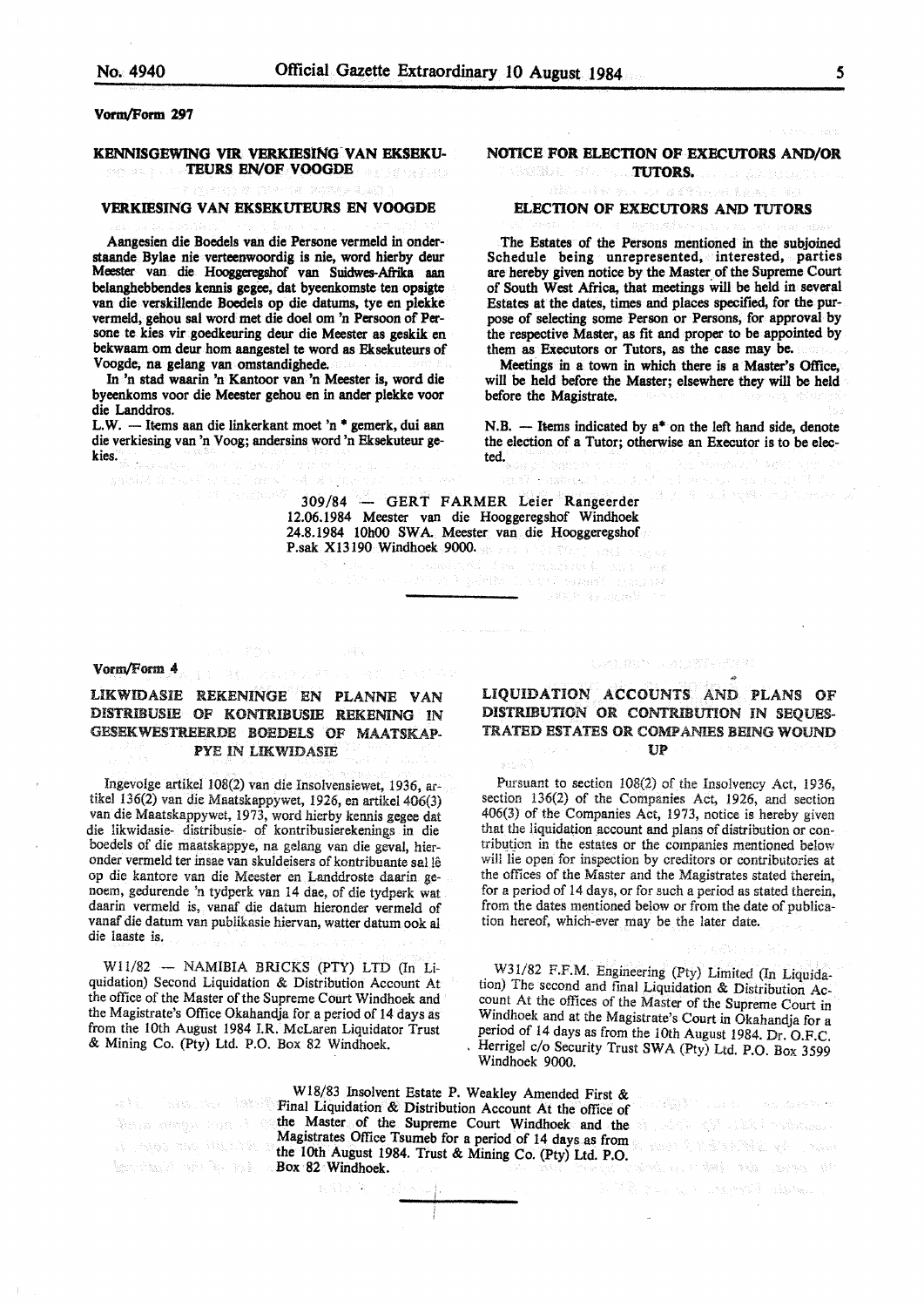Vorm/Form 297

## KENNISGEWING VIR VERKIESING VAN EKSEKUTEURS EN/OF VOOGDE

### VERKIESING VAN EKSEKUTEURS EN VOOGDE

Aangesien die Boedels van die Persone vermeld in onderstaande Bylae nie verteenwoordig is nie, word hierby deur Meester van die Hooggeregshof van Suidwes-Afrika aan belanghebbendes kennis gegee, dat byeenkomste ten opsigte van die verskillende Boedels op die datums, tye en plekke vermeld, gehou sal word met die doel om 'n Persoon of Persone te kies vir goedkeuring deur die Meester as geskik en bekwaam om deur hom aangestel te word as Eksekuteurs of Voogde, na gelang van omstandighede.

In 'n stad waarin 'n Kantoor van 'n Meester is, word die byeenkoms voor die Meester gehou en in ander plekke voor die Landdros.

L.W. — Items aan die linkerkant moet 'n * gemerk, dui aan die verkiesing van 'n Voog; andersins word 'n Eksekuteur gekies.

## NOTICE FOR ELECTION OF EXECUTORS AND/OR TUTORS.

### ELECTION OF EXECUTORS AND TUTORS

The Estates of the Persons mentioned in the subjoined Schedule being unrepresented, interested, parties are hereby given notice by the Master of the Supreme Court of South West Africa, that meetings will be held in several Estates at the dates, times and places specified, for the purpose of selecting some Person or Persons, for approval by the respective Master, as fit and proper to be appointed by them as Executors or Tutors, as the case may be.

Meetings in a town in which there is a Master's Office, will be held before the Master; elsewhere they will be held before the Magistrate.

N.B. — Items indicated by a* on the left hand side, denote the election of a Tutor; otherwise an Executor is to be elected.

309/84 — GERT FARMER Leier Rangeerder 12.06.1984 Meester van die Hooggeregshof Windhoek 24.8.1984 10h00 SWA. Meester van die Hooggeregshof P.sak X13190 Windhoek 9000.

---

Vorm/Form 4

## LIKWIDASIE REKENINGE EN PLANNE VAN DISTRIBUSIE OF KONTRIBUSIE REKENING IN GESEKWESTREERDE BOEDELS OF MAATSKAPPYE IN LIKWIDASIE

Ingevolge artikel 108(2) van die Insolvensiewet, 1936, artikel 136(2) van die Maatskappywet, 1926, en artikel 406(3) van die Maatskappywet, 1973, word hierby kennis gegee dat die likwidasie- distribusie- of kontribusierekenings in die boedels of die maatskappye, na gelang van die geval, hieronder vermeld ter insae van skuldeisers of kontribuante sal lê op die kantore van die Meester en Landdroste daarin genoem, gedurende 'n tydperk van 14 dae, of die tydperk wat daarin vermeld is, vanaf die datum hieronder vermeld of vanaf die datum van publikasie hiervan, watter datum ook al die laaste is.

## LIQUIDATION ACCOUNTS AND PLANS OF DISTRIBUTION OR CONTRIBUTION IN SEQUESTRATED ESTATES OR COMPANIES BEING WOUND UP

Pursuant to section 108(2) of the Insolvency Act, 1936, section 136(2) of the Companies Act, 1926, and section 406(3) of the Companies Act, 1973, notice is hereby given that the liquidation account and plans of distribution or contribution in the estates or the companies mentioned below will lie open for inspection by creditors or contributories at the offices of the Master and the Magistrates stated therein, for a period of 14 days, or for such a period as stated therein, from the dates mentioned below or from the date of publication hereof, which-ever may be the later date.

W11/82 — NAMIBIA BRICKS (PTY) LTD (In Liquidation) Second Liquidation & Distribution Account At the office of the Master of the Supreme Court Windhoek and the Magistrate's Office Okahandja for a period of 14 days as from the 10th August 1984 I.R. McLaren Liquidator Trust & Mining Co. (Pty) Ltd. P.O. Box 82 Windhoek.

W31/82 F.F.M. Engineering (Pty) Limited (In Liquidation) The second and final Liquidation & Distribution Account At the offices of the Master of the Supreme Court in Windhoek and at the Magistrate's Court in Okahandja for a period of 14 days as from the 10th August 1984. Dr. O.F.C. Herrigel c/o Security Trust SWA (Pty) Ltd. P.O. Box 3599 Windhoek 9000.

W18/83 Insolvent Estate P. Weakley Amended First & Final Liquidation & Distribution Account At the office of the Master of the Supreme Court Windhoek and the Magistrates Office Tsumeb for a period of 14 days as from the 10th August 1984. Trust & Mining Co. (Pty) Ltd. P.O. Box 82 Windhoek.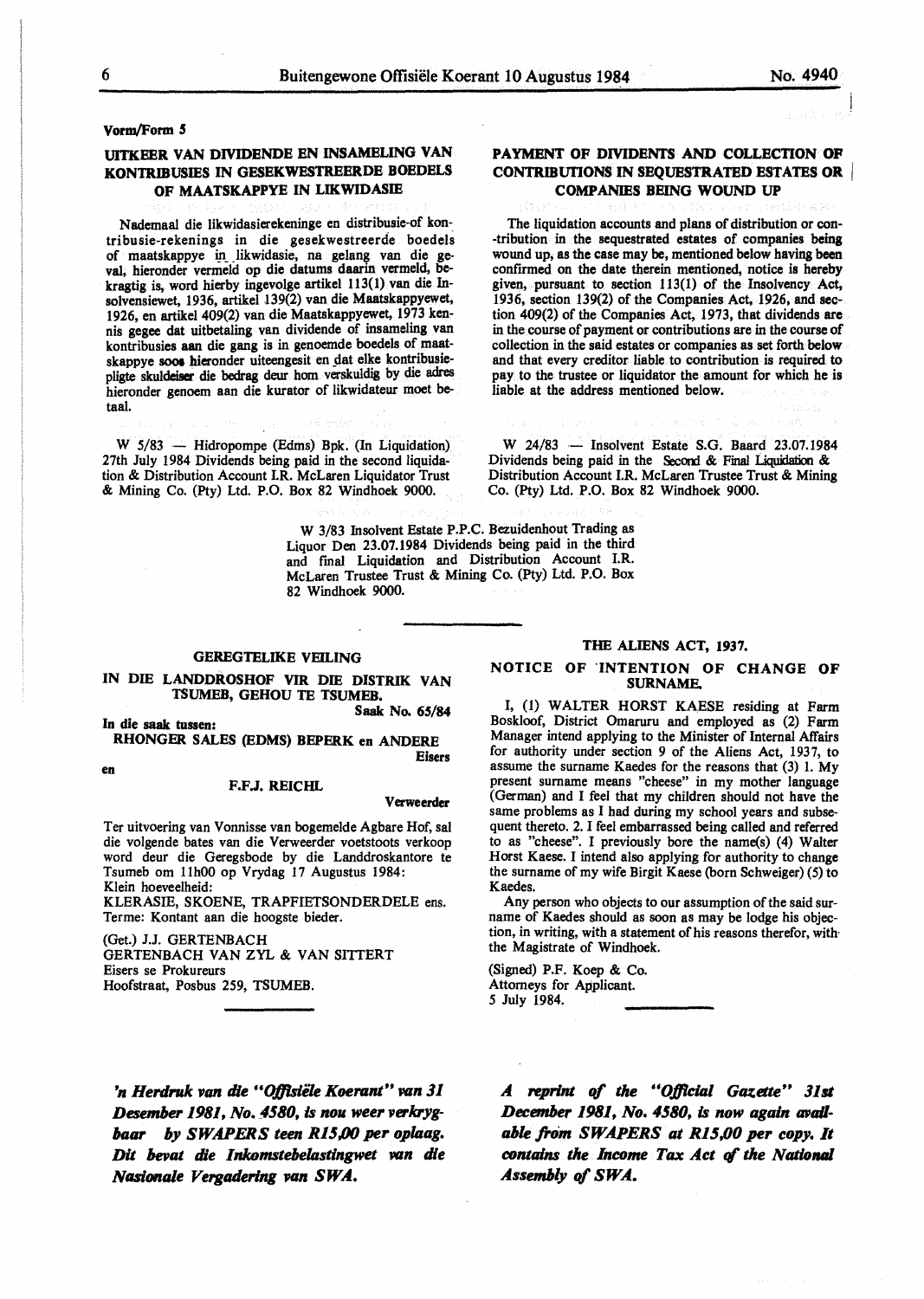Vorm/Form 5

## UITKEER VAN DIVIDENDE EN INSAMELING VAN KONTRIBUSIES IN GESEKWESTREERDE BOEDELS OF MAATSKAPPYE IN LIKWIDASIE

Nademaal die likwidasierekeninge en distribusie-of kontribusie-rekenings in die gesekwestreerde boedels of maatskappye in likwidasie, na gelang van die geval, hieronder vermeld op die datums daarin vermeld, bekragtig is, word hierby ingevolge artikel 113(1) van die Insolvensiewet, 1936, artikel 139(2) van die Maatskappyewet, 1926, en artikel 409(2) van die Maatskappyewet, 1973 kennis gegee dat uitbetaling van dividende of insameling van kontribusies aan die gang is in genoemde boedels of maatskappye soos hieronder uiteengesit en dat elke kontribusiepligte skuldeiser die bedrag deur hom verskuldig by die adres hieronder genoem aan die kurator of likwidateur moet betaal.

## PAYMENT OF DIVIDENTS AND COLLECTION OF CONTRIBUTIONS IN SEQUESTRATED ESTATES OR COMPANIES BEING WOUND UP

The liquidation accounts and plans of distribution or contribution in the sequestrated estates of companies being wound up, as the case may be, mentioned below having been confirmed on the date therein mentioned, notice is hereby given, pursuant to section 113(1) of the Insolvency Act, 1936, section 139(2) of the Companies Act, 1926, and section 409(2) of the Companies Act, 1973, that dividends are in the course of payment or contributions are in the course of collection in the said estates or companies as set forth below and that every creditor liable to contribution is required to pay to the trustee or liquidator the amount for which he is liable at the address mentioned below.

W 5/83 — Hidropompe (Edms) Bpk. (In Liquidation) 27th July 1984 Dividends being paid in the second liquidation & Distribution Account I.R. McLaren Liquidator Trust & Mining Co. (Pty) Ltd. P.O. Box 82 Windhoek 9000.

W 24/83 — Insolvent Estate S.G. Baard 23.07.1984 Dividends being paid in the Second & Final Liquidation & Distribution Account I.R. McLaren Trustee Trust & Mining Co. (Pty) Ltd. P.O. Box 82 Windhoek 9000.

W 3/83 Insolvent Estate P.P.C. Bezuidenhout Trading as Liquor Den 23.07.1984 Dividends being paid in the third and final Liquidation and Distribution Account I.R. McLaren Trustee Trust & Mining Co. (Pty) Ltd. P.O. Box 82 Windhoek 9000.

## GEREGTELIKE VEILING

**IN DIE LANDDROSHOF VIR DIE DISTRIK VAN TSUMEB, GEHOU TE TSUMEB.**

Saak No. 65/84

**In die saak tussen:**

**RHONGER SALES (EDMS) BEPERK en ANDERE** Eisers

en

**F.F.J. REICHL** Verweerder

Ter uitvoering van Vonnisse van bogemelde Agbare Hof, sal die volgende bates van die Verweerder voetstoots verkoop word deur die Geregsbode by die Landdroskantore te Tsumeb om 11h00 op Vrydag 17 Augustus 1984:

Klein hoeveelheid:

KLERASIE, SKOENE, TRAPFIETSONDERDELE ens.

Terme: Kontant aan die hoogste bieder.

(Get.) J.J. GERTENBACH
GERTENBACH VAN ZYL & VAN SITTERT
Eisers se Prokureurs
Hoofstraat, Posbus 259, TSUMEB.

## THE ALIENS ACT, 1937.

### NOTICE OF INTENTION OF CHANGE OF SURNAME.

I, (1) WALTER HORST KAESE residing at Farm Boskloof, District Omaruru and employed as (2) Farm Manager intend applying to the Minister of Internal Affairs for authority under section 9 of the Aliens Act, 1937, to assume the surname Kaedes for the reasons that (3) 1. My present surname means "cheese" in my mother language (German) and I feel that my children should not have the same problems as I had during my school years and subsequent thereto. 2. I feel embarrassed being called and referred to as "cheese". I previously bore the name(s) (4) Walter Horst Kaese. I intend also applying for authority to change the surname of my wife Birgit Kaese (born Schweiger) (5) to Kaedes.

Any person who objects to our assumption of the said surname of Kaedes should as soon as may be lodge his objection, in writing, with a statement of his reasons therefor, with the Magistrate of Windhoek.

(Signed) P.F. Koep & Co.
Attorneys for Applicant.
5 July 1984.

***'n Herdruk van die "Offisiële Koerant" van 31 Desember 1981, No. 4580, is nou weer verkrygbaar by SWAPERS teen R15,00 per oplaag. Dit bevat die Inkomstebelastingwet van die Nasionale Vergadering van SWA.***

***A reprint of the "Official Gazette" 31st December 1981, No. 4580, is now again available from SWAPERS at R15,00 per copy. It contains the Income Tax Act of the National Assembly of SWA.***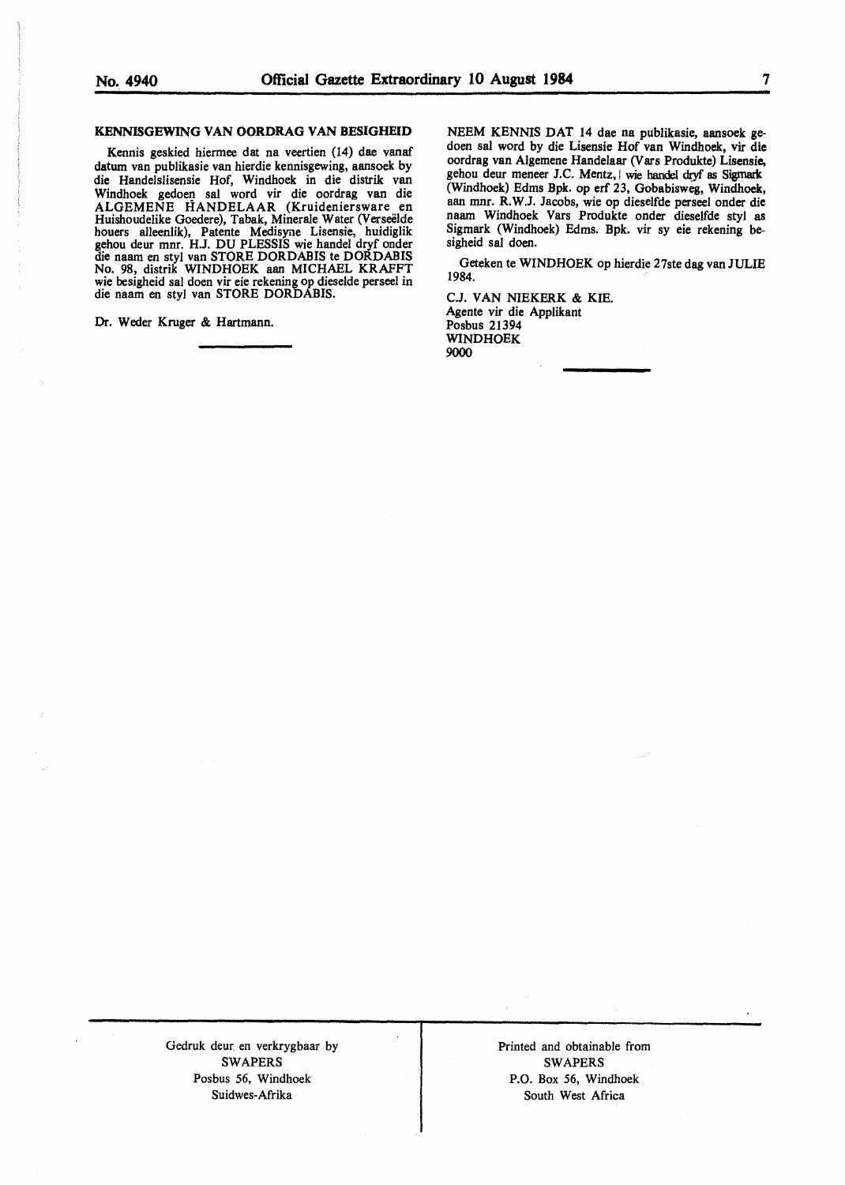## KENNISGEWING VAN OORDRAG VAN BESIGHEID

Kennis geskied hiermee dat na veertien (14) dae vanaf datum van publikasie van hierdie kennisgewing, aansoek by die Handelslisensie Hof, Windhoek in die distrik van Windhoek gedoen sal word vir die oordrag van die ALGEMENE HANDELAAR (Kruideniersware en Huishoudelike Goedere), Tabak, Minerale Water (Verseëlde houers alleenlik), Patente Medisyne Lisensie, huidiglik gehou deur mnr. H.J. DU PLESSIS wie handel dryf onder die naam en styl van STORE DORDABIS te DORDABIS No. 98, distrik WINDHOEK aan MICHAEL KRAFFT wie besigheid sal doen vir eie rekening op dieselde perseel in die naam en styl van STORE DORDABIS.

Dr. Weder Kruger & Hartmann.

---

NEEM KENNIS DAT 14 dae na publikasie, aansoek gedoen sal word by die Lisensie Hof van Windhoek, vir die oordrag van Algemene Handelaar (Vars Produkte) Lisensie, gehou deur meneer J.C. Mentz, wie handel dryf as Sigmark (Windhoek) Edms Bpk. op erf 23, Gobabisweg, Windhoek, aan mnr. R.W.J. Jacobs, wie op dieselfde perseel onder die naam Windhoek Vars Produkte onder dieselfde styl as Sigmark (Windhoek) Edms. Bpk. vir sy eie rekening besigheid sal doen.

Geteken te WINDHOEK op hierdie 27ste dag van JULIE 1984.

C.J. VAN NIEKERK & KIE.
Agente vir die Applikant
Posbus 21394
WINDHOEK
9000

---

Gedruk deur en verkrygbaar by
SWAPERS
Posbus 56, Windhoek
Suidwes-Afrika

Printed and obtainable from
SWAPERS
P.O. Box 56, Windhoek
South West Africa